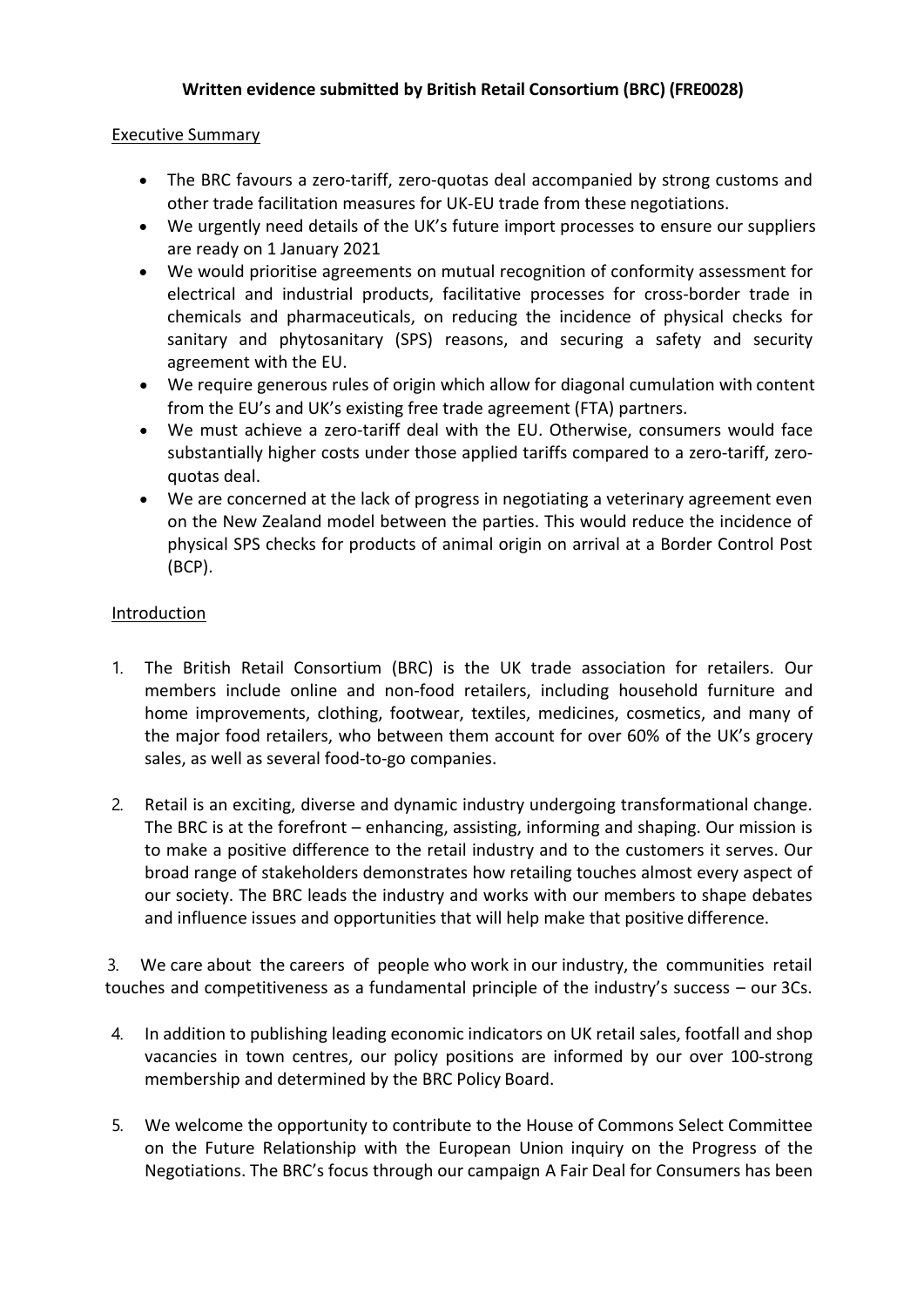**Written evidence submitted by British Retail Consortium (BRC) (FRE0028)**

Executive Summary

- The BRC favours a zero-tariff, zero-quotas deal accompanied by strong customs and other trade facilitation measures for UK-EU trade from these negotiations.
- We urgently need details of the UK's future import processes to ensure our suppliers are ready on 1 January 2021
- We would prioritise agreements on mutual recognition of conformity assessment for electrical and industrial products, facilitative processes for cross-border trade in chemicals and pharmaceuticals, on reducing the incidence of physical checks for sanitary and phytosanitary (SPS) reasons, and securing a safety and security agreement with the EU.
- We require generous rules of origin which allow for diagonal cumulation with content from the EU's and UK's existing free trade agreement (FTA) partners.
- We must achieve a zero-tariff deal with the EU. Otherwise, consumers would face substantially higher costs under those applied tariffs compared to a zero-tariff, zero-quotas deal.
- We are concerned at the lack of progress in negotiating a veterinary agreement even on the New Zealand model between the parties. This would reduce the incidence of physical SPS checks for products of animal origin on arrival at a Border Control Post (BCP).

Introduction

1. The British Retail Consortium (BRC) is the UK trade association for retailers. Our members include online and non-food retailers, including household furniture and home improvements, clothing, footwear, textiles, medicines, cosmetics, and many of the major food retailers, who between them account for over 60% of the UK's grocery sales, as well as several food-to-go companies.

2. Retail is an exciting, diverse and dynamic industry undergoing transformational change. The BRC is at the forefront – enhancing, assisting, informing and shaping. Our mission is to make a positive difference to the retail industry and to the customers it serves. Our broad range of stakeholders demonstrates how retailing touches almost every aspect of our society. The BRC leads the industry and works with our members to shape debates and influence issues and opportunities that will help make that positive difference.

3. We care about the careers of people who work in our industry, the communities retail touches and competitiveness as a fundamental principle of the industry's success – our 3Cs.

4. In addition to publishing leading economic indicators on UK retail sales, footfall and shop vacancies in town centres, our policy positions are informed by our over 100-strong membership and determined by the BRC Policy Board.

5. We welcome the opportunity to contribute to the House of Commons Select Committee on the Future Relationship with the European Union inquiry on the Progress of the Negotiations. The BRC's focus through our campaign A Fair Deal for Consumers has been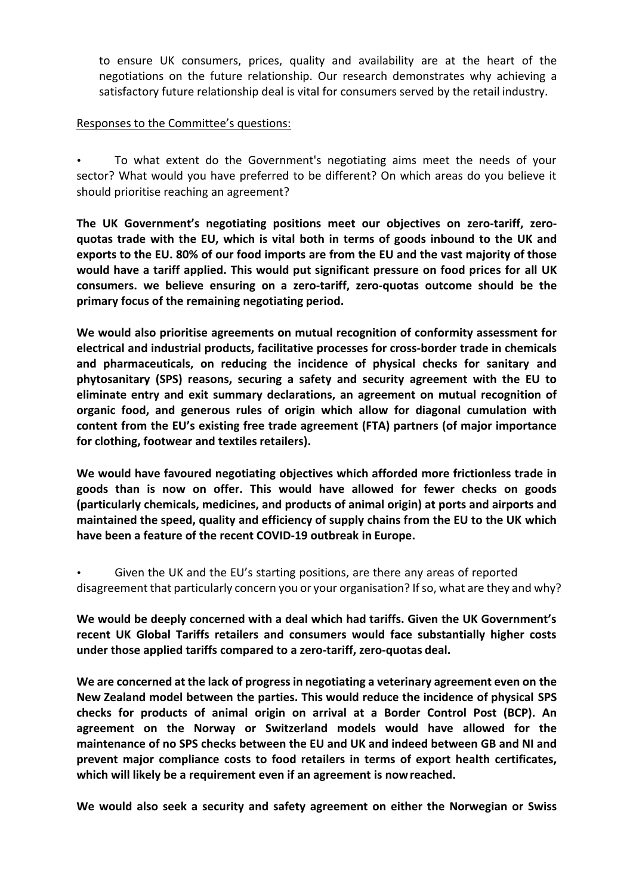to ensure UK consumers, prices, quality and availability are at the heart of the negotiations on the future relationship. Our research demonstrates why achieving a satisfactory future relationship deal is vital for consumers served by the retail industry.

Responses to the Committee's questions:

- To what extent do the Government's negotiating aims meet the needs of your sector? What would you have preferred to be different? On which areas do you believe it should prioritise reaching an agreement?

**The UK Government's negotiating positions meet our objectives on zero-tariff, zero-quotas trade with the EU, which is vital both in terms of goods inbound to the UK and exports to the EU. 80% of our food imports are from the EU and the vast majority of those would have a tariff applied. This would put significant pressure on food prices for all UK consumers. we believe ensuring on a zero-tariff, zero-quotas outcome should be the primary focus of the remaining negotiating period.**

**We would also prioritise agreements on mutual recognition of conformity assessment for electrical and industrial products, facilitative processes for cross-border trade in chemicals and pharmaceuticals, on reducing the incidence of physical checks for sanitary and phytosanitary (SPS) reasons, securing a safety and security agreement with the EU to eliminate entry and exit summary declarations, an agreement on mutual recognition of organic food, and generous rules of origin which allow for diagonal cumulation with content from the EU's existing free trade agreement (FTA) partners (of major importance for clothing, footwear and textiles retailers).**

**We would have favoured negotiating objectives which afforded more frictionless trade in goods than is now on offer. This would have allowed for fewer checks on goods (particularly chemicals, medicines, and products of animal origin) at ports and airports and maintained the speed, quality and efficiency of supply chains from the EU to the UK which have been a feature of the recent COVID-19 outbreak in Europe.**

- Given the UK and the EU's starting positions, are there any areas of reported disagreement that particularly concern you or your organisation? If so, what are they and why?

**We would be deeply concerned with a deal which had tariffs. Given the UK Government's recent UK Global Tariffs retailers and consumers would face substantially higher costs under those applied tariffs compared to a zero-tariff, zero-quotas deal.**

**We are concerned at the lack of progress in negotiating a veterinary agreement even on the New Zealand model between the parties. This would reduce the incidence of physical SPS checks for products of animal origin on arrival at a Border Control Post (BCP). An agreement on the Norway or Switzerland models would have allowed for the maintenance of no SPS checks between the EU and UK and indeed between GB and NI and prevent major compliance costs to food retailers in terms of export health certificates, which will likely be a requirement even if an agreement is now reached.**

**We would also seek a security and safety agreement on either the Norwegian or Swiss**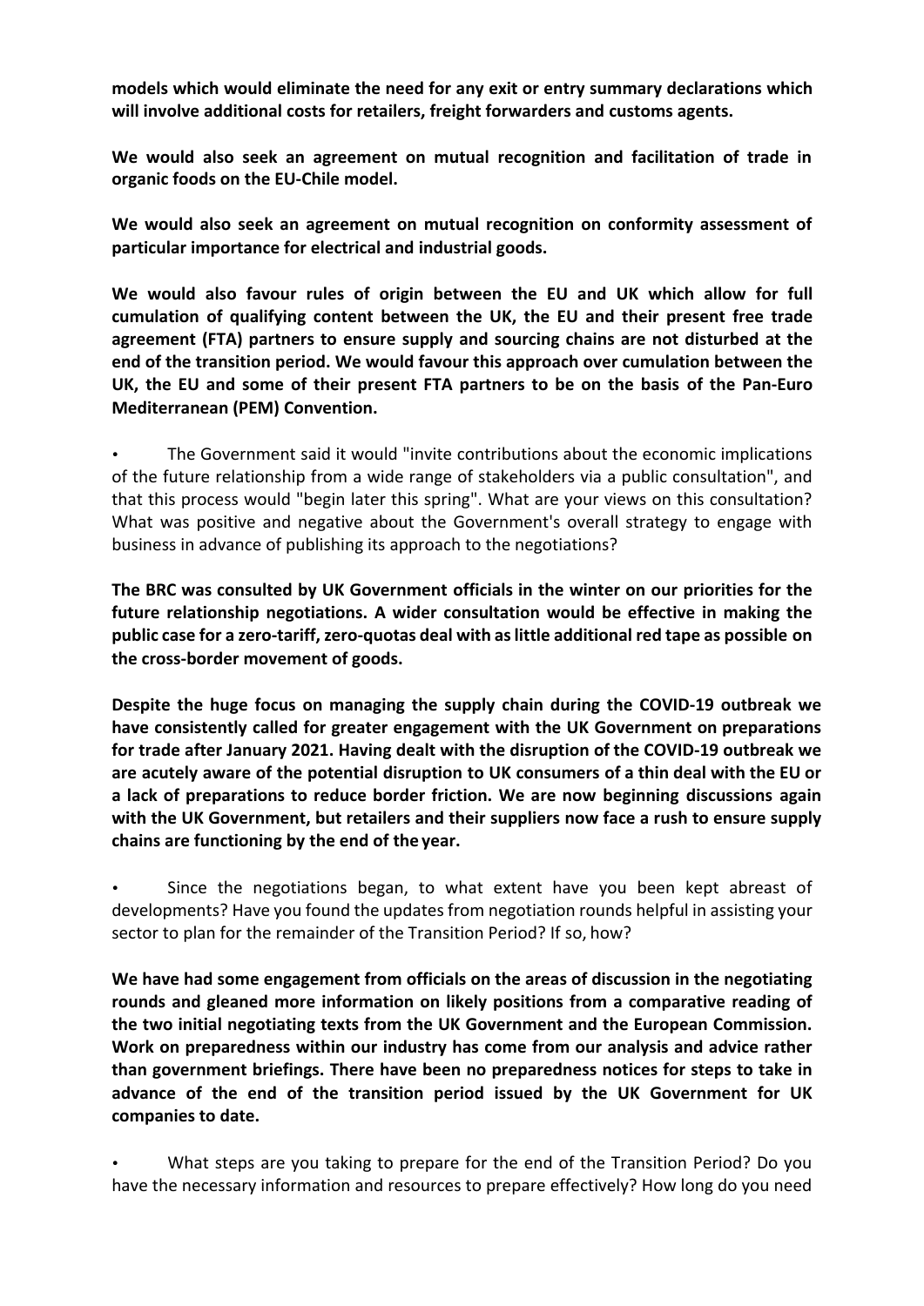**models which would eliminate the need for any exit or entry summary declarations which will involve additional costs for retailers, freight forwarders and customs agents.**

**We would also seek an agreement on mutual recognition and facilitation of trade in organic foods on the EU-Chile model.**

**We would also seek an agreement on mutual recognition on conformity assessment of particular importance for electrical and industrial goods.**

**We would also favour rules of origin between the EU and UK which allow for full cumulation of qualifying content between the UK, the EU and their present free trade agreement (FTA) partners to ensure supply and sourcing chains are not disturbed at the end of the transition period. We would favour this approach over cumulation between the UK, the EU and some of their present FTA partners to be on the basis of the Pan-Euro Mediterranean (PEM) Convention.**

- The Government said it would "invite contributions about the economic implications of the future relationship from a wide range of stakeholders via a public consultation", and that this process would "begin later this spring". What are your views on this consultation? What was positive and negative about the Government's overall strategy to engage with business in advance of publishing its approach to the negotiations?

**The BRC was consulted by UK Government officials in the winter on our priorities for the future relationship negotiations. A wider consultation would be effective in making the public case for a zero-tariff, zero-quotas deal with as little additional red tape as possible on the cross-border movement of goods.**

**Despite the huge focus on managing the supply chain during the COVID-19 outbreak we have consistently called for greater engagement with the UK Government on preparations for trade after January 2021. Having dealt with the disruption of the COVID-19 outbreak we are acutely aware of the potential disruption to UK consumers of a thin deal with the EU or a lack of preparations to reduce border friction. We are now beginning discussions again with the UK Government, but retailers and their suppliers now face a rush to ensure supply chains are functioning by the end of the year.**

- Since the negotiations began, to what extent have you been kept abreast of developments? Have you found the updates from negotiation rounds helpful in assisting your sector to plan for the remainder of the Transition Period? If so, how?

**We have had some engagement from officials on the areas of discussion in the negotiating rounds and gleaned more information on likely positions from a comparative reading of the two initial negotiating texts from the UK Government and the European Commission. Work on preparedness within our industry has come from our analysis and advice rather than government briefings. There have been no preparedness notices for steps to take in advance of the end of the transition period issued by the UK Government for UK companies to date.**

- What steps are you taking to prepare for the end of the Transition Period? Do you have the necessary information and resources to prepare effectively? How long do you need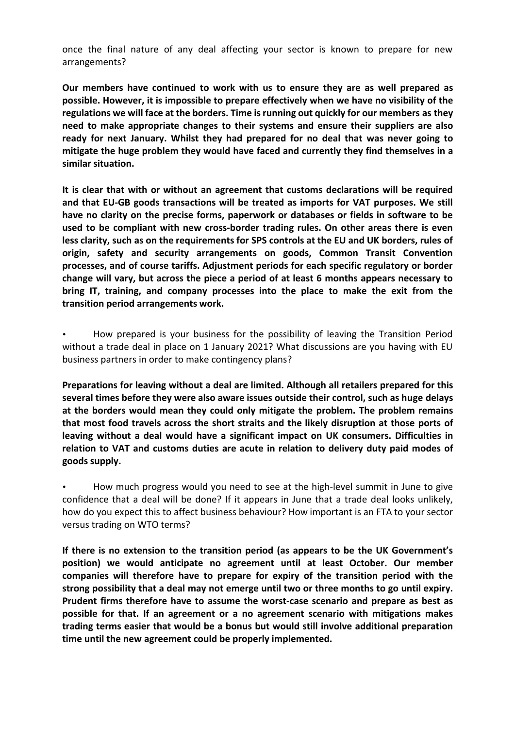once the final nature of any deal affecting your sector is known to prepare for new arrangements?

**Our members have continued to work with us to ensure they are as well prepared as possible. However, it is impossible to prepare effectively when we have no visibility of the regulations we will face at the borders. Time is running out quickly for our members as they need to make appropriate changes to their systems and ensure their suppliers are also ready for next January. Whilst they had prepared for no deal that was never going to mitigate the huge problem they would have faced and currently they find themselves in a similar situation.**

**It is clear that with or without an agreement that customs declarations will be required and that EU-GB goods transactions will be treated as imports for VAT purposes. We still have no clarity on the precise forms, paperwork or databases or fields in software to be used to be compliant with new cross-border trading rules. On other areas there is even less clarity, such as on the requirements for SPS controls at the EU and UK borders, rules of origin, safety and security arrangements on goods, Common Transit Convention processes, and of course tariffs. Adjustment periods for each specific regulatory or border change will vary, but across the piece a period of at least 6 months appears necessary to bring IT, training, and company processes into the place to make the exit from the transition period arrangements work.**

- How prepared is your business for the possibility of leaving the Transition Period without a trade deal in place on 1 January 2021? What discussions are you having with EU business partners in order to make contingency plans?

**Preparations for leaving without a deal are limited. Although all retailers prepared for this several times before they were also aware issues outside their control, such as huge delays at the borders would mean they could only mitigate the problem. The problem remains that most food travels across the short straits and the likely disruption at those ports of leaving without a deal would have a significant impact on UK consumers. Difficulties in relation to VAT and customs duties are acute in relation to delivery duty paid modes of goods supply.**

- How much progress would you need to see at the high-level summit in June to give confidence that a deal will be done? If it appears in June that a trade deal looks unlikely, how do you expect this to affect business behaviour? How important is an FTA to your sector versus trading on WTO terms?

**If there is no extension to the transition period (as appears to be the UK Government's position) we would anticipate no agreement until at least October. Our member companies will therefore have to prepare for expiry of the transition period with the strong possibility that a deal may not emerge until two or three months to go until expiry. Prudent firms therefore have to assume the worst-case scenario and prepare as best as possible for that. If an agreement or a no agreement scenario with mitigations makes trading terms easier that would be a bonus but would still involve additional preparation time until the new agreement could be properly implemented.**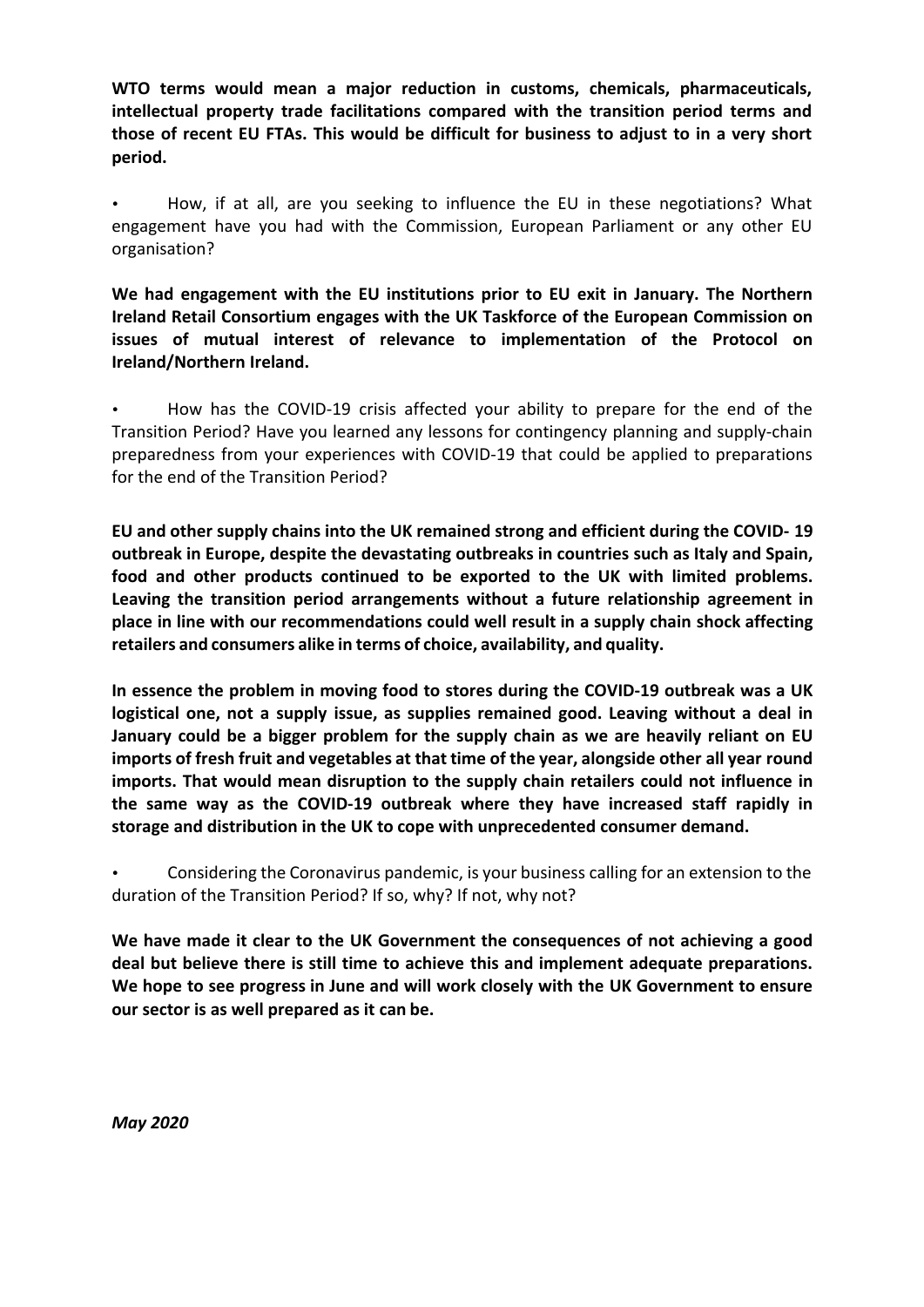**WTO terms would mean a major reduction in customs, chemicals, pharmaceuticals, intellectual property trade facilitations compared with the transition period terms and those of recent EU FTAs. This would be difficult for business to adjust to in a very short period.**

- How, if at all, are you seeking to influence the EU in these negotiations? What engagement have you had with the Commission, European Parliament or any other EU organisation?

**We had engagement with the EU institutions prior to EU exit in January. The Northern Ireland Retail Consortium engages with the UK Taskforce of the European Commission on issues of mutual interest of relevance to implementation of the Protocol on Ireland/Northern Ireland.**

- How has the COVID-19 crisis affected your ability to prepare for the end of the Transition Period? Have you learned any lessons for contingency planning and supply-chain preparedness from your experiences with COVID-19 that could be applied to preparations for the end of the Transition Period?

**EU and other supply chains into the UK remained strong and efficient during the COVID- 19 outbreak in Europe, despite the devastating outbreaks in countries such as Italy and Spain, food and other products continued to be exported to the UK with limited problems. Leaving the transition period arrangements without a future relationship agreement in place in line with our recommendations could well result in a supply chain shock affecting retailers and consumers alike in terms of choice, availability, and quality.**

**In essence the problem in moving food to stores during the COVID-19 outbreak was a UK logistical one, not a supply issue, as supplies remained good. Leaving without a deal in January could be a bigger problem for the supply chain as we are heavily reliant on EU imports of fresh fruit and vegetables at that time of the year, alongside other all year round imports. That would mean disruption to the supply chain retailers could not influence in the same way as the COVID-19 outbreak where they have increased staff rapidly in storage and distribution in the UK to cope with unprecedented consumer demand.**

- Considering the Coronavirus pandemic, is your business calling for an extension to the duration of the Transition Period? If so, why? If not, why not?

**We have made it clear to the UK Government the consequences of not achieving a good deal but believe there is still time to achieve this and implement adequate preparations. We hope to see progress in June and will work closely with the UK Government to ensure our sector is as well prepared as it can be.**

***May 2020***